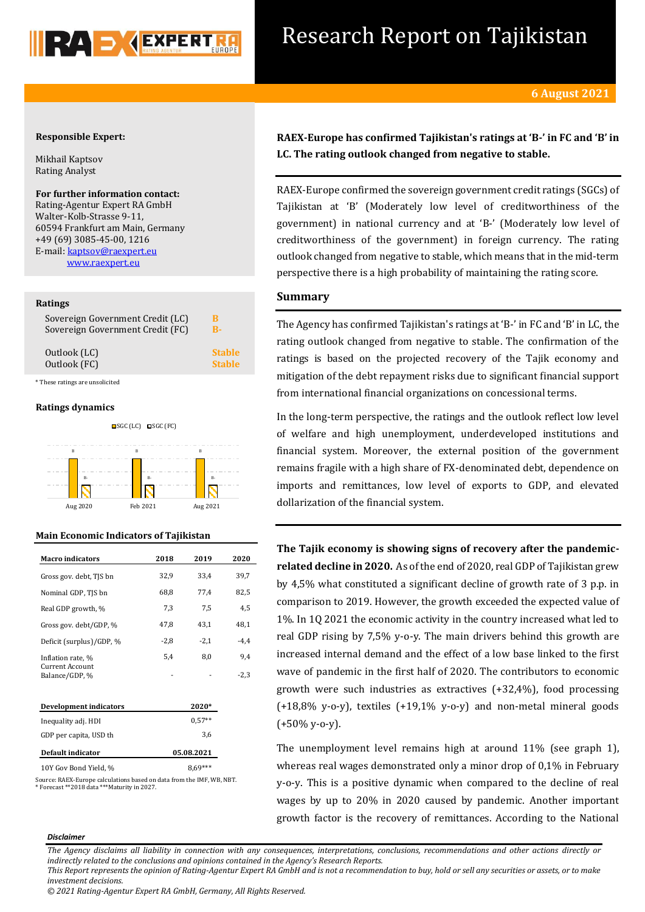# Research Report on Tajikistan

**6 August 2021**

**Responsible Expert:**

Mikhail Kaptsov
Rating Analyst

**For further information contact:**
Rating-Agentur Expert RA GmbH
Walter-Kolb-Strasse 9-11,
60594 Frankfurt am Main, Germany
+49 (69) 3085-45-00, 1216
E-mail: kaptsov@raexpert.eu
www.raexpert.eu

**Ratings**

| | |
|---|---|
| Sovereign Government Credit (LC) | B |
| Sovereign Government Credit (FC) | B- |
| Outlook (LC) | Stable |
| Outlook (FC) | Stable |

\* These ratings are unsolicited

**Ratings dynamics**

SGC (LC) SGC (FC)

B B- B B- B B-

Aug 2020 Feb 2021 Aug 2021

**Main Economic Indicators of Tajikistan**

| Macro indicators | 2018 | 2019 | 2020 |
|---|---|---|---|
| Gross gov. debt, TJS bn | 32,9 | 33,4 | 39,7 |
| Nominal GDP, TJS bn | 68,8 | 77,4 | 82,5 |
| Real GDP growth, % | 7,3 | 7,5 | 4,5 |
| Gross gov. debt/GDP, % | 47,8 | 43,1 | 48,1 |
| Deficit (surplus)/GDP, % | -2,8 | -2,1 | -4,4 |
| Inflation rate, % | 5,4 | 8,0 | 9,4 |
| Current Account Balance/GDP, % | - | - | -2,3 |

| Development indicators | 2020* |
|---|---|
| Inequality adj. HDI | 0,57** |
| GDP per capita, USD th | 3,6 |

| Default indicator | 05.08.2021 |
|---|---|
| 10Y Gov Bond Yield, % | 8,69*** |

Source: RAEX-Europe calculations based on data from the IMF, WB, NBT.
\* Forecast **2018 data ***Maturity in 2027.

**RAEX-Europe has confirmed Tajikistan's ratings at 'B-' in FC and 'B' in LC. The rating outlook changed from negative to stable.**

RAEX-Europe confirmed the sovereign government credit ratings (SGCs) of Tajikistan at 'B' (Moderately low level of creditworthiness of the government) in national currency and at 'B-' (Moderately low level of creditworthiness of the government) in foreign currency. The rating outlook changed from negative to stable, which means that in the mid-term perspective there is a high probability of maintaining the rating score.

## Summary

The Agency has confirmed Tajikistan's ratings at 'B-' in FC and 'B' in LC, the rating outlook changed from negative to stable. The confirmation of the ratings is based on the projected recovery of the Tajik economy and mitigation of the debt repayment risks due to significant financial support from international financial organizations on concessional terms.

In the long-term perspective, the ratings and the outlook reflect low level of welfare and high unemployment, underdeveloped institutions and financial system. Moreover, the external position of the government remains fragile with a high share of FX-denominated debt, dependence on imports and remittances, low level of exports to GDP, and elevated dollarization of the financial system.

**The Tajik economy is showing signs of recovery after the pandemic-related decline in 2020.** As of the end of 2020, real GDP of Tajikistan grew by 4,5% what constituted a significant decline of growth rate of 3 p.p. in comparison to 2019. However, the growth exceeded the expected value of 1%. In 1Q 2021 the economic activity in the country increased what led to real GDP rising by 7,5% y-o-y. The main drivers behind this growth are increased internal demand and the effect of a low base linked to the first wave of pandemic in the first half of 2020. The contributors to economic growth were such industries as extractives (+32,4%), food processing (+18,8% y-o-y), textiles (+19,1% y-o-y) and non-metal mineral goods (+50% y-o-y).

The unemployment level remains high at around 11% (see graph 1), whereas real wages demonstrated only a minor drop of 0,1% in February y-o-y. This is a positive dynamic when compared to the decline of real wages by up to 20% in 2020 caused by pandemic. Another important growth factor is the recovery of remittances. According to the National

***Disclaimer***

*The Agency disclaims all liability in connection with any consequences, interpretations, conclusions, recommendations and other actions directly or indirectly related to the conclusions and opinions contained in the Agency's Research Reports.*
*This Report represents the opinion of Rating-Agentur Expert RA GmbH and is not a recommendation to buy, hold or sell any securities or assets, or to make investment decisions.*
*© 2021 Rating-Agentur Expert RA GmbH, Germany, All Rights Reserved.*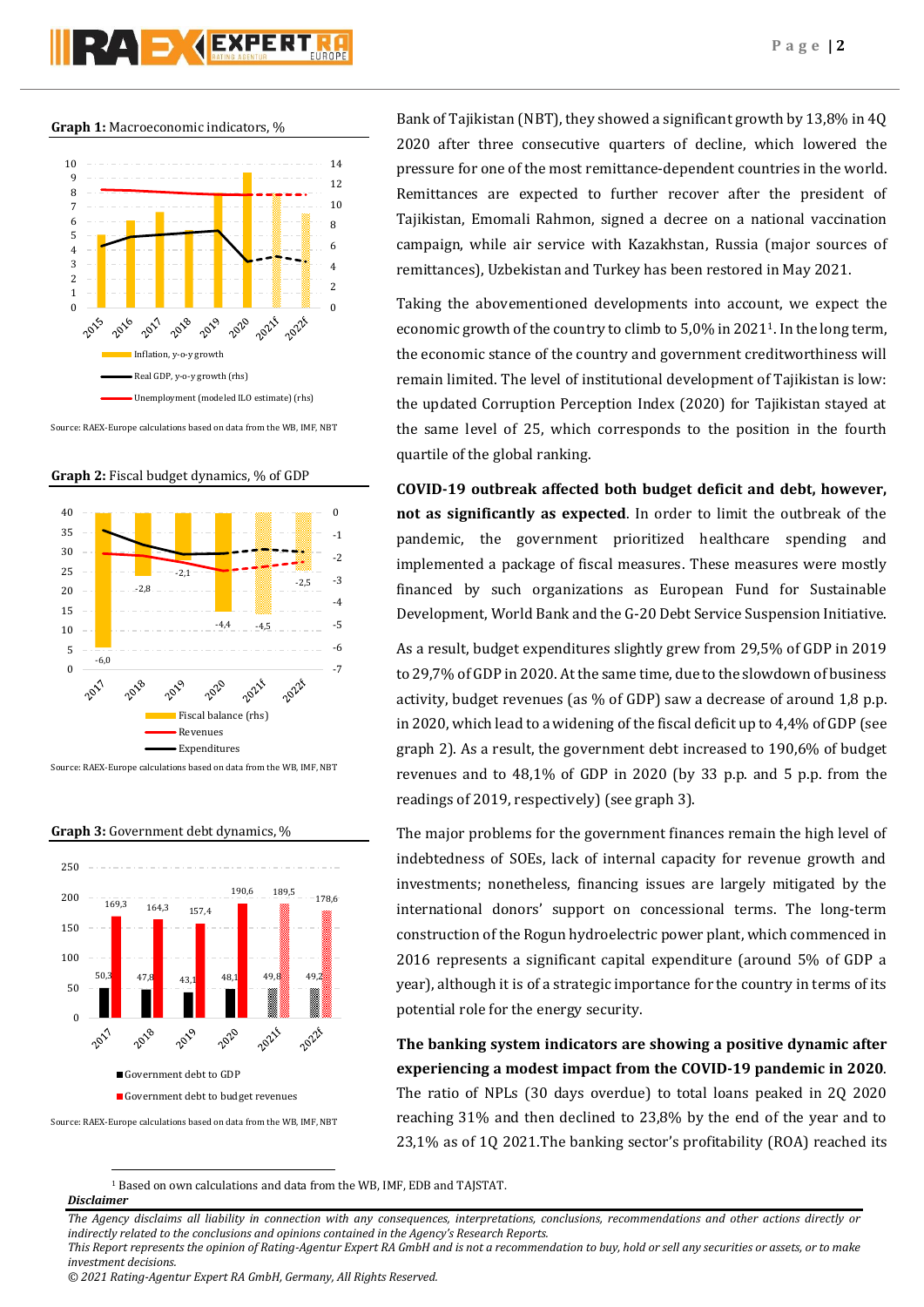**Graph 1:** Macroeconomic indicators, %

10
9
8
7
6
5
4
3
2
1
0

14
12
10
8
6
4
2
0

2015 2016 2017 2018 2019 2020 2021f 2022f

Inflation, y-o-y growth
Real GDP, y-o-y growth (rhs)
Unemployment (modeled ILO estimate) (rhs)

Source: RAEX-Europe calculations based on data from the WB, IMF, NBT

**Graph 2:** Fiscal budget dynamics, % of GDP

40
35
30
25
20
15
10
5
0

0
-1
-2
-3
-4
-5
-6
-7

-6,0 -2,8 -2,1 -4,4 -4,5 -2,5

2017 2018 2019 2020 2021f 2022f

Fiscal balance (rhs)
Revenues
Expenditures

Source: RAEX-Europe calculations based on data from the WB, IMF, NBT

**Graph 3:** Government debt dynamics, %

250
200
150
100
50
0

169,3 164,3 157,4 190,6 189,5 178,6

50,3 47,8 43,1 48,1 49,8 49,2

2017 2018 2019 2020 2021f 2022f

Government debt to GDP
Government debt to budget revenues

Source: RAEX-Europe calculations based on data from the WB, IMF, NBT

Bank of Tajikistan (NBT), they showed a significant growth by 13,8% in 4Q 2020 after three consecutive quarters of decline, which lowered the pressure for one of the most remittance-dependent countries in the world. Remittances are expected to further recover after the president of Tajikistan, Emomali Rahmon, signed a decree on a national vaccination campaign, while air service with Kazakhstan, Russia (major sources of remittances), Uzbekistan and Turkey has been restored in May 2021.

Taking the abovementioned developments into account, we expect the economic growth of the country to climb to 5,0% in 2021[1]. In the long term, the economic stance of the country and government creditworthiness will remain limited. The level of institutional development of Tajikistan is low: the updated Corruption Perception Index (2020) for Tajikistan stayed at the same level of 25, which corresponds to the position in the fourth quartile of the global ranking.

**COVID-19 outbreak affected both budget deficit and debt, however, not as significantly as expected**. In order to limit the outbreak of the pandemic, the government prioritized healthcare spending and implemented a package of fiscal measures. These measures were mostly financed by such organizations as European Fund for Sustainable Development, World Bank and the G-20 Debt Service Suspension Initiative.

As a result, budget expenditures slightly grew from 29,5% of GDP in 2019 to 29,7% of GDP in 2020. At the same time, due to the slowdown of business activity, budget revenues (as % of GDP) saw a decrease of around 1,8 p.p. in 2020, which lead to a widening of the fiscal deficit up to 4,4% of GDP (see graph 2). As a result, the government debt increased to 190,6% of budget revenues and to 48,1% of GDP in 2020 (by 33 p.p. and 5 p.p. from the readings of 2019, respectively) (see graph 3).

The major problems for the government finances remain the high level of indebtedness of SOEs, lack of internal capacity for revenue growth and investments; nonetheless, financing issues are largely mitigated by the international donors' support on concessional terms. The long-term construction of the Rogun hydroelectric power plant, which commenced in 2016 represents a significant capital expenditure (around 5% of GDP a year), although it is of a strategic importance for the country in terms of its potential role for the energy security.

**The banking system indicators are showing a positive dynamic after experiencing a modest impact from the COVID-19 pandemic in 2020**. The ratio of NPLs (30 days overdue) to total loans peaked in 2Q 2020 reaching 31% and then declined to 23,8% by the end of the year and to 23,1% as of 1Q 2021.The banking sector's profitability (ROA) reached its

[1] Based on own calculations and data from the WB, IMF, EDB and TAJSTAT.

***Disclaimer***

*The Agency disclaims all liability in connection with any consequences, interpretations, conclusions, recommendations and other actions directly or indirectly related to the conclusions and opinions contained in the Agency's Research Reports.*

*This Report represents the opinion of Rating-Agentur Expert RA GmbH and is not a recommendation to buy, hold or sell any securities or assets, or to make investment decisions.*

*© 2021 Rating-Agentur Expert RA GmbH, Germany, All Rights Reserved.*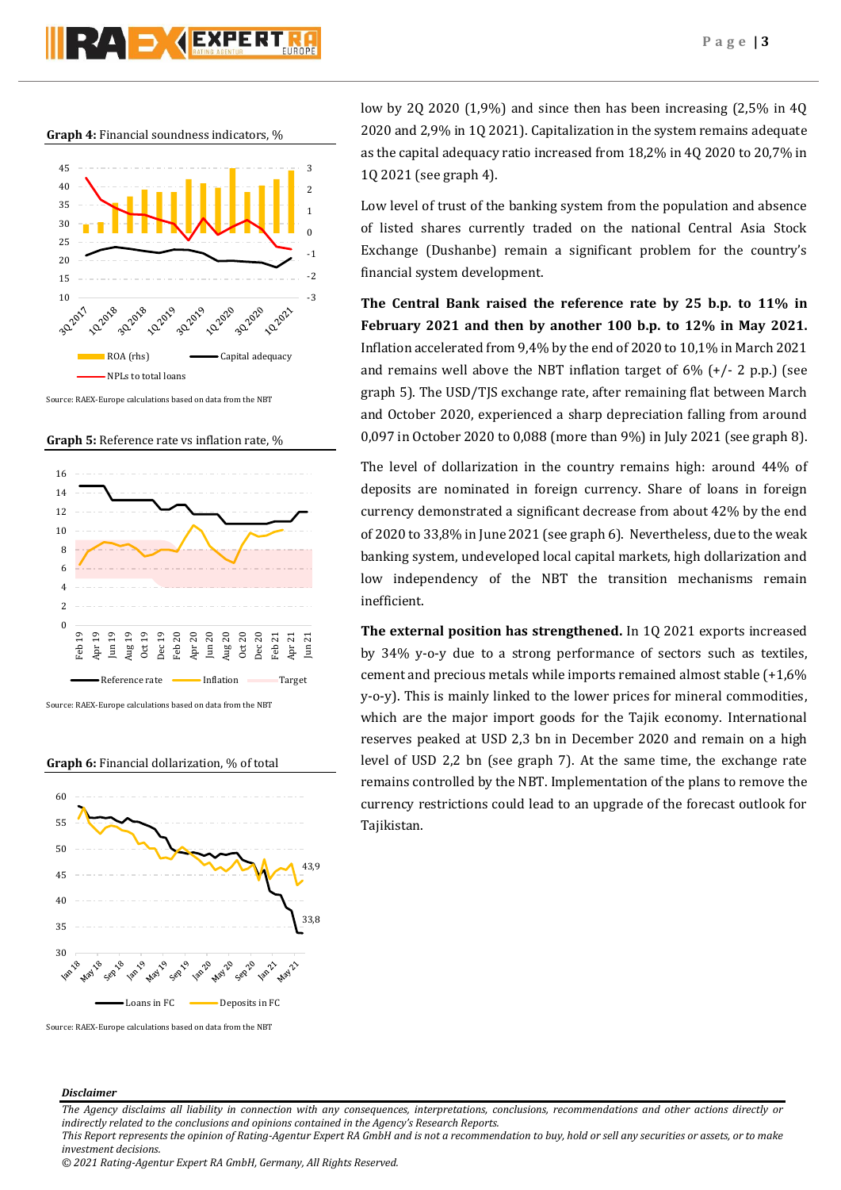**Graph 4:** Financial soundness indicators, %

45
40
35
30
25
20
15
10

3
2
1
0
-1
-2
-3

3Q 2017
1Q 2018
3Q 2018
1Q 2019
3Q 2019
1Q 2020
3Q 2020
1Q 2021

ROA (rhs)
Capital adequacy
NPLs to total loans

Source: RAEX-Europe calculations based on data from the NBT

**Graph 5:** Reference rate vs inflation rate, %

16
14
12
10
8
6
4
2
0

Feb 19
Apr 19
Jun 19
Aug 19
Oct 19
Dec 19
Feb 20
Apr 20
Jun 20
Aug 20
Oct 20
Dec 20
Feb 21
Apr 21
Jun 21

Reference rate
Inflation
Target

Source: RAEX-Europe calculations based on data from the NBT

**Graph 6:** Financial dollarization, % of total

60
55
50
45
40
35
30

43,9
33,8

Jan 18
May 18
Sep 18
Jan 19
May 19
Sep 19
Jan 20
May 20
Sep 20
Jan 21
May 21

Loans in FC
Deposits in FC

Source: RAEX-Europe calculations based on data from the NBT

low by 2Q 2020 (1,9%) and since then has been increasing (2,5% in 4Q 2020 and 2,9% in 1Q 2021). Capitalization in the system remains adequate as the capital adequacy ratio increased from 18,2% in 4Q 2020 to 20,7% in 1Q 2021 (see graph 4).

Low level of trust of the banking system from the population and absence of listed shares currently traded on the national Central Asia Stock Exchange (Dushanbe) remain a significant problem for the country's financial system development.

**The Central Bank raised the reference rate by 25 b.p. to 11% in February 2021 and then by another 100 b.p. to 12% in May 2021.** Inflation accelerated from 9,4% by the end of 2020 to 10,1% in March 2021 and remains well above the NBT inflation target of 6% (+/- 2 p.p.) (see graph 5). The USD/TJS exchange rate, after remaining flat between March and October 2020, experienced a sharp depreciation falling from around 0,097 in October 2020 to 0,088 (more than 9%) in July 2021 (see graph 8).

The level of dollarization in the country remains high: around 44% of deposits are nominated in foreign currency. Share of loans in foreign currency demonstrated a significant decrease from about 42% by the end of 2020 to 33,8% in June 2021 (see graph 6). Nevertheless, due to the weak banking system, undeveloped local capital markets, high dollarization and low independency of the NBT the transition mechanisms remain inefficient.

**The external position has strengthened.** In 1Q 2021 exports increased by 34% y-o-y due to a strong performance of sectors such as textiles, cement and precious metals while imports remained almost stable (+1,6% y-o-y). This is mainly linked to the lower prices for mineral commodities, which are the major import goods for the Tajik economy. International reserves peaked at USD 2,3 bn in December 2020 and remain on a high level of USD 2,2 bn (see graph 7). At the same time, the exchange rate remains controlled by the NBT. Implementation of the plans to remove the currency restrictions could lead to an upgrade of the forecast outlook for Tajikistan.

***Disclaimer***

*The Agency disclaims all liability in connection with any consequences, interpretations, conclusions, recommendations and other actions directly or indirectly related to the conclusions and opinions contained in the Agency's Research Reports.*
*This Report represents the opinion of Rating-Agentur Expert RA GmbH and is not a recommendation to buy, hold or sell any securities or assets, or to make investment decisions.*
*© 2021 Rating-Agentur Expert RA GmbH, Germany, All Rights Reserved.*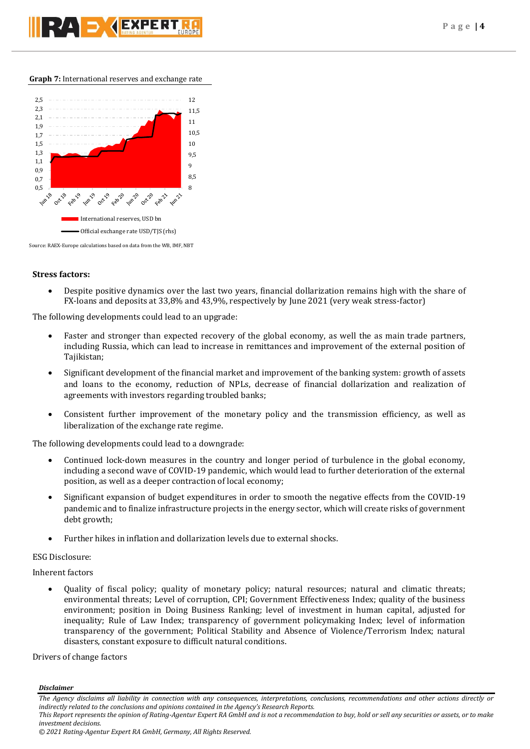**Graph 7:** International reserves and exchange rate

2,5
2,3
2,1
1,9
1,7
1,5
1,3
1,1
0,9
0,7
0,5

12
11,5
11
10,5
10
9,5
9
8,5
8

Jun 18, Oct 18, Feb 19, Jun 19, Oct 19, Feb 20, Jun 20, Oct 20, Feb 21, Jun 21

International reserves, USD bn

Official exchange rate USD/TJS (rhs)

Source: RAEX-Europe calculations based on data from the WB, IMF, NBT

**Stress factors:**

- Despite positive dynamics over the last two years, financial dollarization remains high with the share of FX-loans and deposits at 33,8% and 43,9%, respectively by June 2021 (very weak stress-factor)

The following developments could lead to an upgrade:

- Faster and stronger than expected recovery of the global economy, as well the as main trade partners, including Russia, which can lead to increase in remittances and improvement of the external position of Tajikistan;
- Significant development of the financial market and improvement of the banking system: growth of assets and loans to the economy, reduction of NPLs, decrease of financial dollarization and realization of agreements with investors regarding troubled banks;
- Consistent further improvement of the monetary policy and the transmission efficiency, as well as liberalization of the exchange rate regime.

The following developments could lead to a downgrade:

- Continued lock-down measures in the country and longer period of turbulence in the global economy, including a second wave of COVID-19 pandemic, which would lead to further deterioration of the external position, as well as a deeper contraction of local economy;
- Significant expansion of budget expenditures in order to smooth the negative effects from the COVID-19 pandemic and to finalize infrastructure projects in the energy sector, which will create risks of government debt growth;
- Further hikes in inflation and dollarization levels due to external shocks.

ESG Disclosure:

Inherent factors

- Quality of fiscal policy; quality of monetary policy; natural resources; natural and climatic threats; environmental threats; Level of corruption, CPI; Government Effectiveness Index; quality of the business environment; position in Doing Business Ranking; level of investment in human capital, adjusted for inequality; Rule of Law Index; transparency of government policymaking Index; level of information transparency of the government; Political Stability and Absence of Violence/Terrorism Index; natural disasters, constant exposure to difficult natural conditions.

Drivers of change factors

***Disclaimer***

*The Agency disclaims all liability in connection with any consequences, interpretations, conclusions, recommendations and other actions directly or indirectly related to the conclusions and opinions contained in the Agency's Research Reports.*

*This Report represents the opinion of Rating-Agentur Expert RA GmbH and is not a recommendation to buy, hold or sell any securities or assets, or to make investment decisions.*

*© 2021 Rating-Agentur Expert RA GmbH, Germany, All Rights Reserved.*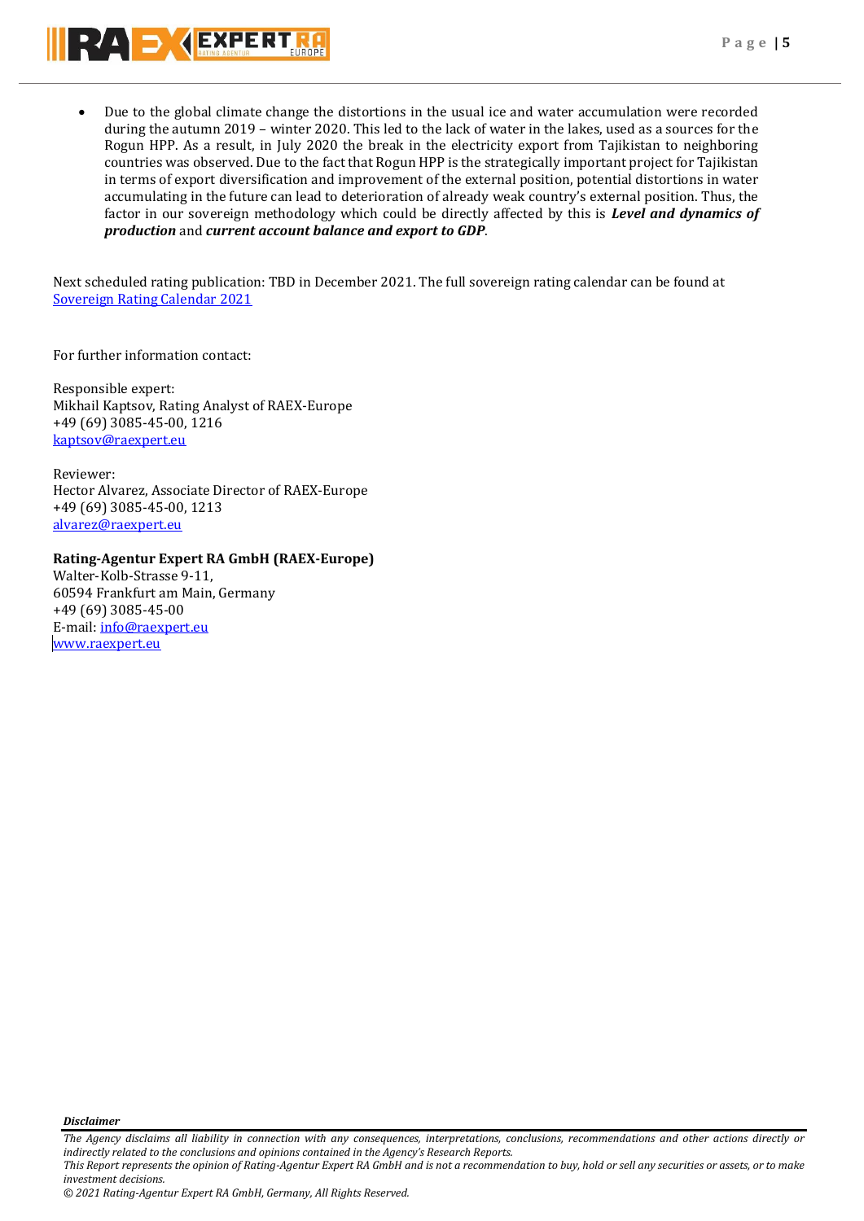- Due to the global climate change the distortions in the usual ice and water accumulation were recorded during the autumn 2019 – winter 2020. This led to the lack of water in the lakes, used as a sources for the Rogun HPP. As a result, in July 2020 the break in the electricity export from Tajikistan to neighboring countries was observed. Due to the fact that Rogun HPP is the strategically important project for Tajikistan in terms of export diversification and improvement of the external position, potential distortions in water accumulating in the future can lead to deterioration of already weak country's external position. Thus, the factor in our sovereign methodology which could be directly affected by this is ***Level and dynamics of production*** and ***current account balance and export to GDP***.

Next scheduled rating publication: TBD in December 2021. The full sovereign rating calendar can be found at [Sovereign Rating Calendar 2021](Sovereign Rating Calendar 2021)

For further information contact:

Responsible expert:
Mikhail Kaptsov, Rating Analyst of RAEX-Europe
+49 (69) 3085-45-00, 1216
[kaptsov@raexpert.eu](mailto:kaptsov@raexpert.eu)

Reviewer:
Hector Alvarez, Associate Director of RAEX-Europe
+49 (69) 3085-45-00, 1213
[alvarez@raexpert.eu](mailto:alvarez@raexpert.eu)

**Rating-Agentur Expert RA GmbH (RAEX-Europe)**
Walter-Kolb-Strasse 9-11,
60594 Frankfurt am Main, Germany
+49 (69) 3085-45-00
E-mail: [info@raexpert.eu](mailto:info@raexpert.eu)
[www.raexpert.eu](http://www.raexpert.eu)

***Disclaimer***

*The Agency disclaims all liability in connection with any consequences, interpretations, conclusions, recommendations and other actions directly or indirectly related to the conclusions and opinions contained in the Agency's Research Reports.*
*This Report represents the opinion of Rating-Agentur Expert RA GmbH and is not a recommendation to buy, hold or sell any securities or assets, or to make investment decisions.*
*© 2021 Rating-Agentur Expert RA GmbH, Germany, All Rights Reserved.*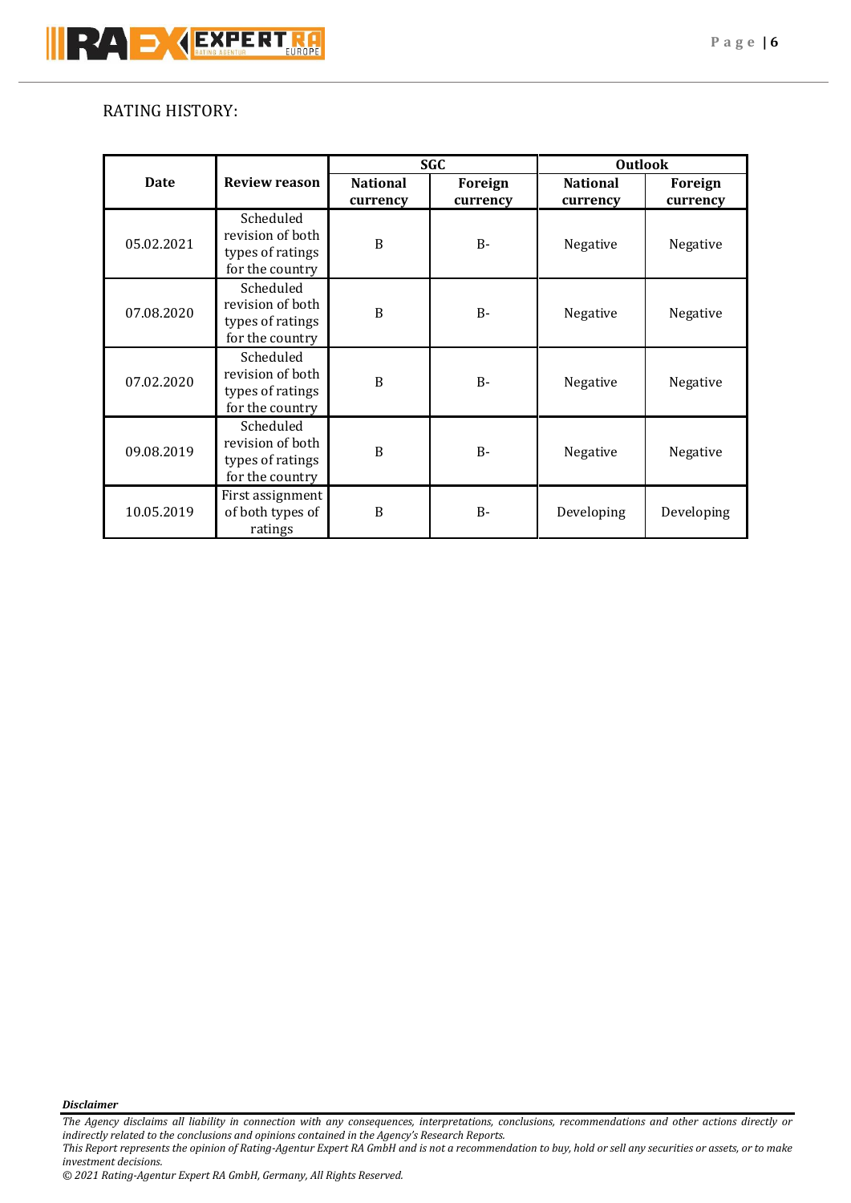RATING HISTORY:

| Date | Review reason | SGC | | Outlook | |
|---|---|---|---|---|---|
| | | National currency | Foreign currency | National currency | Foreign currency |
| 05.02.2021 | Scheduled revision of both types of ratings for the country | B | B- | Negative | Negative |
| 07.08.2020 | Scheduled revision of both types of ratings for the country | B | B- | Negative | Negative |
| 07.02.2020 | Scheduled revision of both types of ratings for the country | B | B- | Negative | Negative |
| 09.08.2019 | Scheduled revision of both types of ratings for the country | B | B- | Negative | Negative |
| 10.05.2019 | First assignment of both types of ratings | B | B- | Developing | Developing |

***Disclaimer***

*The Agency disclaims all liability in connection with any consequences, interpretations, conclusions, recommendations and other actions directly or indirectly related to the conclusions and opinions contained in the Agency's Research Reports.*

*This Report represents the opinion of Rating-Agentur Expert RA GmbH and is not a recommendation to buy, hold or sell any securities or assets, or to make investment decisions.*

*© 2021 Rating-Agentur Expert RA GmbH, Germany, All Rights Reserved.*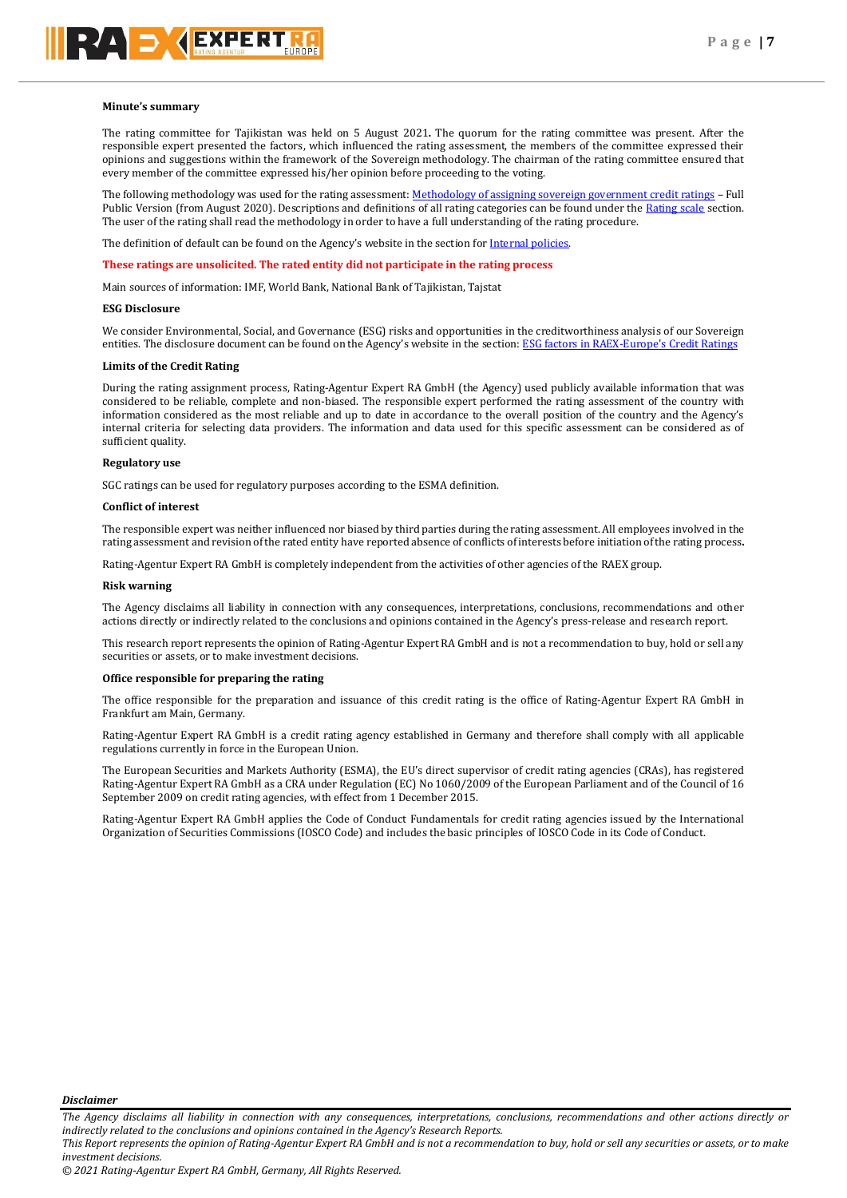**Minute's summary**

The rating committee for Tajikistan was held on 5 August 2021**.** The quorum for the rating committee was present. After the responsible expert presented the factors, which influenced the rating assessment, the members of the committee expressed their opinions and suggestions within the framework of the Sovereign methodology. The chairman of the rating committee ensured that every member of the committee expressed his/her opinion before proceeding to the voting.

The following methodology was used for the rating assessment: Methodology of assigning sovereign government credit ratings – Full Public Version (from August 2020). Descriptions and definitions of all rating categories can be found under the Rating scale section. The user of the rating shall read the methodology in order to have a full understanding of the rating procedure.

The definition of default can be found on the Agency's website in the section for Internal policies.

**These ratings are unsolicited. The rated entity did not participate in the rating process**

Main sources of information: IMF, World Bank, National Bank of Tajikistan, Tajstat

**ESG Disclosure**

We consider Environmental, Social, and Governance (ESG) risks and opportunities in the creditworthiness analysis of our Sovereign entities. The disclosure document can be found on the Agency's website in the section: ESG factors in RAEX-Europe's Credit Ratings

**Limits of the Credit Rating**

During the rating assignment process, Rating-Agentur Expert RA GmbH (the Agency) used publicly available information that was considered to be reliable, complete and non-biased. The responsible expert performed the rating assessment of the country with information considered as the most reliable and up to date in accordance to the overall position of the country and the Agency's internal criteria for selecting data providers. The information and data used for this specific assessment can be considered as of sufficient quality.

**Regulatory use**

SGC ratings can be used for regulatory purposes according to the ESMA definition.

**Conflict of interest**

The responsible expert was neither influenced nor biased by third parties during the rating assessment. All employees involved in the rating assessment and revision of the rated entity have reported absence of conflicts of interests before initiation of the rating process**.**

Rating-Agentur Expert RA GmbH is completely independent from the activities of other agencies of the RAEX group.

**Risk warning**

The Agency disclaims all liability in connection with any consequences, interpretations, conclusions, recommendations and other actions directly or indirectly related to the conclusions and opinions contained in the Agency's press-release and research report.

This research report represents the opinion of Rating-Agentur Expert RA GmbH and is not a recommendation to buy, hold or sell any securities or assets, or to make investment decisions.

**Office responsible for preparing the rating**

The office responsible for the preparation and issuance of this credit rating is the office of Rating-Agentur Expert RA GmbH in Frankfurt am Main, Germany.

Rating-Agentur Expert RA GmbH is a credit rating agency established in Germany and therefore shall comply with all applicable regulations currently in force in the European Union.

The European Securities and Markets Authority (ESMA), the EU's direct supervisor of credit rating agencies (CRAs), has registered Rating-Agentur Expert RA GmbH as a CRA under Regulation (EC) No 1060/2009 of the European Parliament and of the Council of 16 September 2009 on credit rating agencies, with effect from 1 December 2015.

Rating-Agentur Expert RA GmbH applies the Code of Conduct Fundamentals for credit rating agencies issued by the International Organization of Securities Commissions (IOSCO Code) and includes the basic principles of IOSCO Code in its Code of Conduct.